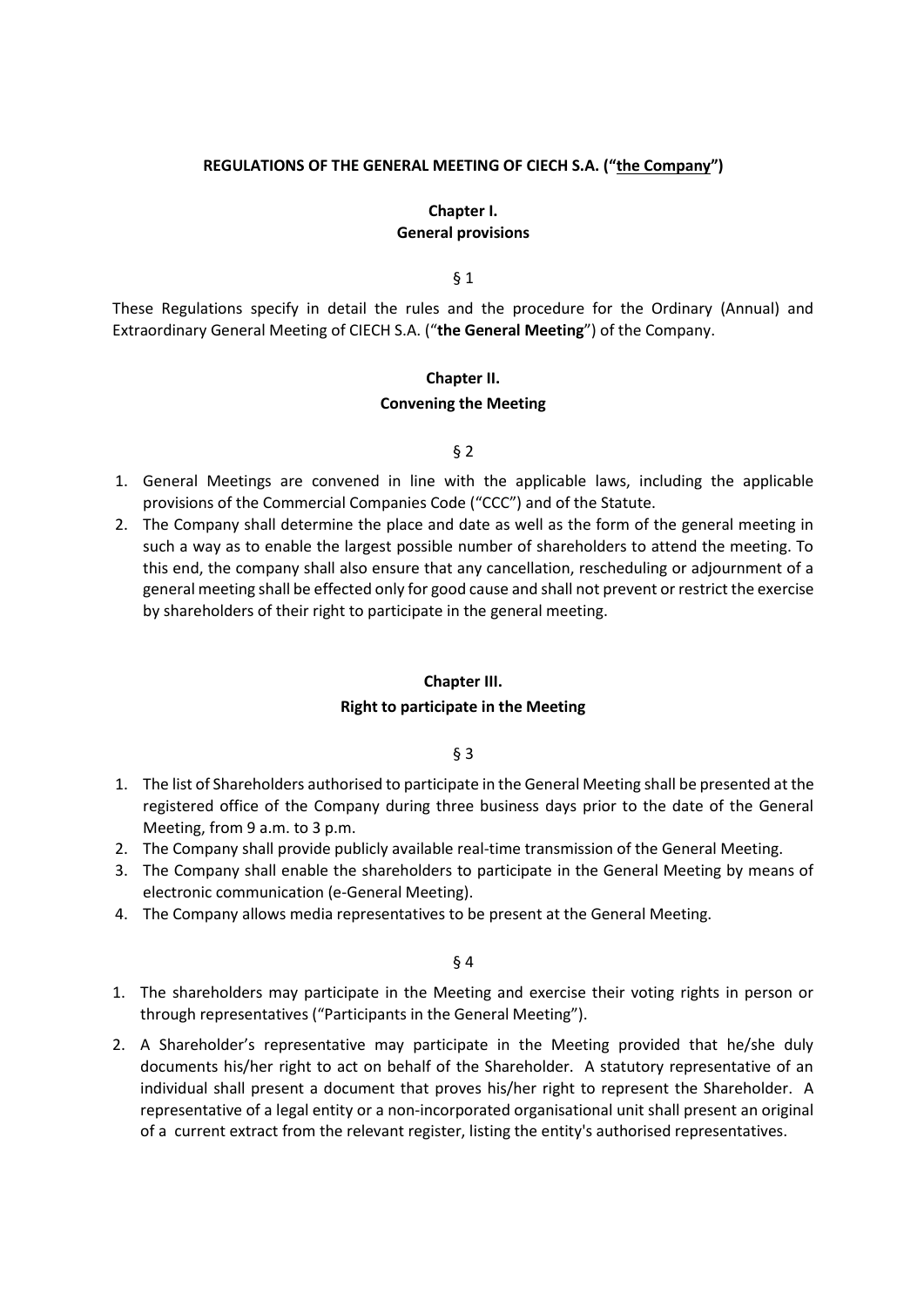# REGULATIONS OF THE GENERAL MEETING OF CIECH S.A. ("the Company")

## Chapter I.
## General provisions

§ 1

These Regulations specify in detail the rules and the procedure for the Ordinary (Annual) and Extraordinary General Meeting of CIECH S.A. ("**the General Meeting**") of the Company.

## Chapter II.
## Convening the Meeting

§ 2

1. General Meetings are convened in line with the applicable laws, including the applicable provisions of the Commercial Companies Code ("CCC") and of the Statute.
2. The Company shall determine the place and date as well as the form of the general meeting in such a way as to enable the largest possible number of shareholders to attend the meeting. To this end, the company shall also ensure that any cancellation, rescheduling or adjournment of a general meeting shall be effected only for good cause and shall not prevent or restrict the exercise by shareholders of their right to participate in the general meeting.

## Chapter III.
## Right to participate in the Meeting

§ 3

1. The list of Shareholders authorised to participate in the General Meeting shall be presented at the registered office of the Company during three business days prior to the date of the General Meeting, from 9 a.m. to 3 p.m.
2. The Company shall provide publicly available real-time transmission of the General Meeting.
3. The Company shall enable the shareholders to participate in the General Meeting by means of electronic communication (e-General Meeting).
4. The Company allows media representatives to be present at the General Meeting.

§ 4

1. The shareholders may participate in the Meeting and exercise their voting rights in person or through representatives ("Participants in the General Meeting").
2. A Shareholder's representative may participate in the Meeting provided that he/she duly documents his/her right to act on behalf of the Shareholder. A statutory representative of an individual shall present a document that proves his/her right to represent the Shareholder. A representative of a legal entity or a non-incorporated organisational unit shall present an original of a current extract from the relevant register, listing the entity's authorised representatives.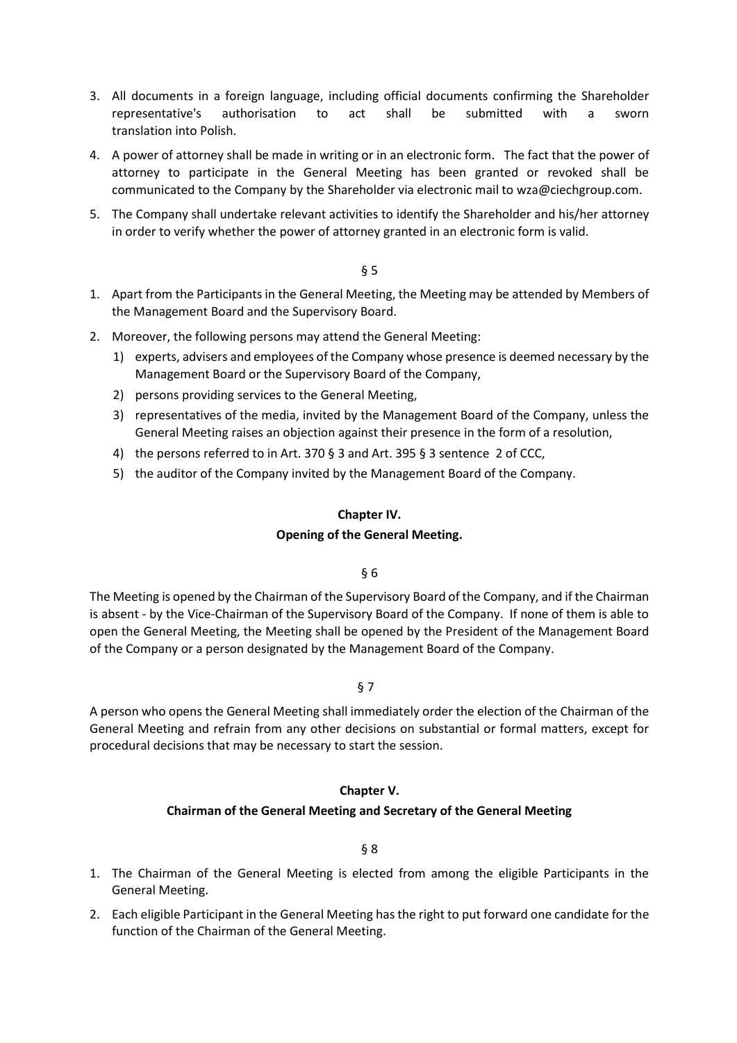3. All documents in a foreign language, including official documents confirming the Shareholder representative's authorisation to act shall be submitted with a sworn translation into Polish.
4. A power of attorney shall be made in writing or in an electronic form. The fact that the power of attorney to participate in the General Meeting has been granted or revoked shall be communicated to the Company by the Shareholder via electronic mail to wza@ciechgroup.com.
5. The Company shall undertake relevant activities to identify the Shareholder and his/her attorney in order to verify whether the power of attorney granted in an electronic form is valid.

§ 5

1. Apart from the Participants in the General Meeting, the Meeting may be attended by Members of the Management Board and the Supervisory Board.
2. Moreover, the following persons may attend the General Meeting:
   1) experts, advisers and employees of the Company whose presence is deemed necessary by the Management Board or the Supervisory Board of the Company,
   2) persons providing services to the General Meeting,
   3) representatives of the media, invited by the Management Board of the Company, unless the General Meeting raises an objection against their presence in the form of a resolution,
   4) the persons referred to in Art. 370 § 3 and Art. 395 § 3 sentence 2 of CCC,
   5) the auditor of the Company invited by the Management Board of the Company.

## Chapter IV.
## Opening of the General Meeting.

§ 6

The Meeting is opened by the Chairman of the Supervisory Board of the Company, and if the Chairman is absent - by the Vice-Chairman of the Supervisory Board of the Company. If none of them is able to open the General Meeting, the Meeting shall be opened by the President of the Management Board of the Company or a person designated by the Management Board of the Company.

§ 7

A person who opens the General Meeting shall immediately order the election of the Chairman of the General Meeting and refrain from any other decisions on substantial or formal matters, except for procedural decisions that may be necessary to start the session.

## Chapter V.
## Chairman of the General Meeting and Secretary of the General Meeting

§ 8

1. The Chairman of the General Meeting is elected from among the eligible Participants in the General Meeting.
2. Each eligible Participant in the General Meeting has the right to put forward one candidate for the function of the Chairman of the General Meeting.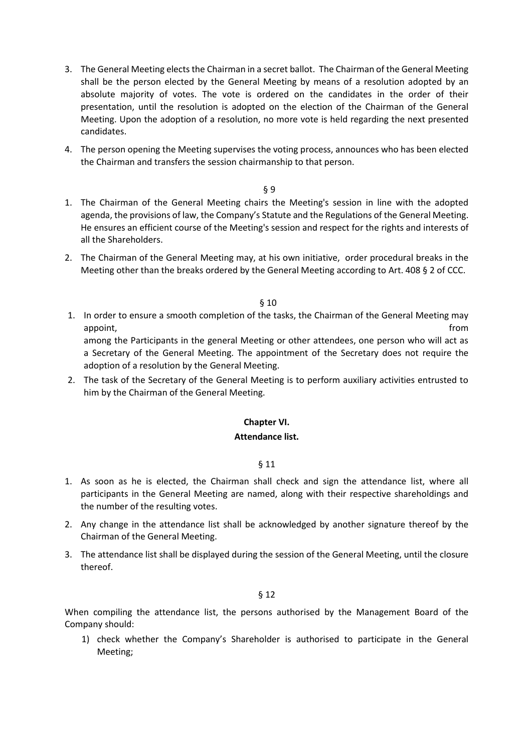3. The General Meeting elects the Chairman in a secret ballot. The Chairman of the General Meeting shall be the person elected by the General Meeting by means of a resolution adopted by an absolute majority of votes. The vote is ordered on the candidates in the order of their presentation, until the resolution is adopted on the election of the Chairman of the General Meeting. Upon the adoption of a resolution, no more vote is held regarding the next presented candidates.
4. The person opening the Meeting supervises the voting process, announces who has been elected the Chairman and transfers the session chairmanship to that person.

§ 9

1. The Chairman of the General Meeting chairs the Meeting's session in line with the adopted agenda, the provisions of law, the Company's Statute and the Regulations of the General Meeting. He ensures an efficient course of the Meeting's session and respect for the rights and interests of all the Shareholders.
2. The Chairman of the General Meeting may, at his own initiative, order procedural breaks in the Meeting other than the breaks ordered by the General Meeting according to Art. 408 § 2 of CCC.

§ 10

1. In order to ensure a smooth completion of the tasks, the Chairman of the General Meeting may appoint, from among the Participants in the general Meeting or other attendees, one person who will act as a Secretary of the General Meeting. The appointment of the Secretary does not require the adoption of a resolution by the General Meeting.
2. The task of the Secretary of the General Meeting is to perform auxiliary activities entrusted to him by the Chairman of the General Meeting.

## Chapter VI.
## Attendance list.

§ 11

1. As soon as he is elected, the Chairman shall check and sign the attendance list, where all participants in the General Meeting are named, along with their respective shareholdings and the number of the resulting votes.
2. Any change in the attendance list shall be acknowledged by another signature thereof by the Chairman of the General Meeting.
3. The attendance list shall be displayed during the session of the General Meeting, until the closure thereof.

§ 12

When compiling the attendance list, the persons authorised by the Management Board of the Company should:

1) check whether the Company's Shareholder is authorised to participate in the General Meeting;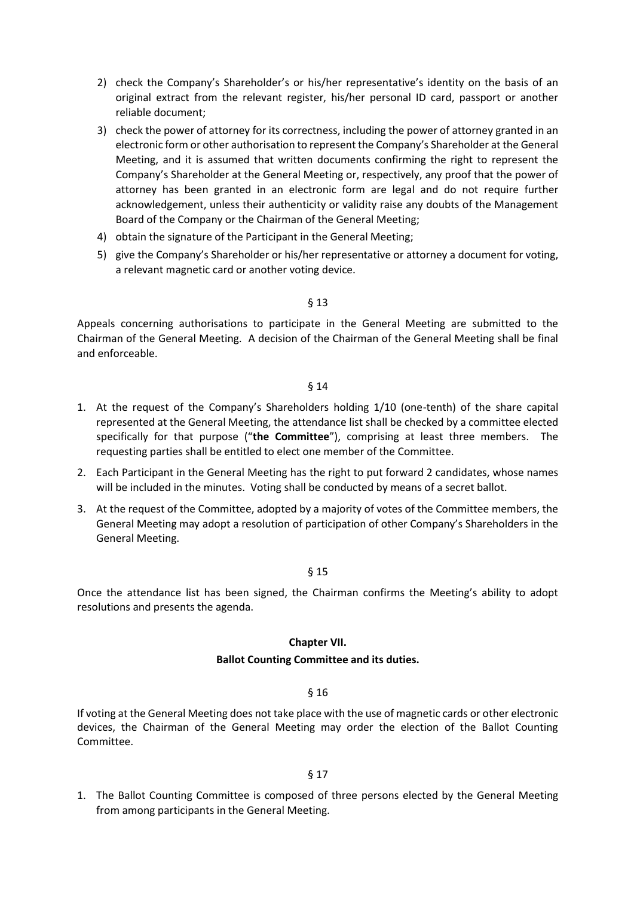2) check the Company's Shareholder's or his/her representative's identity on the basis of an original extract from the relevant register, his/her personal ID card, passport or another reliable document;
3) check the power of attorney for its correctness, including the power of attorney granted in an electronic form or other authorisation to represent the Company's Shareholder at the General Meeting, and it is assumed that written documents confirming the right to represent the Company's Shareholder at the General Meeting or, respectively, any proof that the power of attorney has been granted in an electronic form are legal and do not require further acknowledgement, unless their authenticity or validity raise any doubts of the Management Board of the Company or the Chairman of the General Meeting;
4) obtain the signature of the Participant in the General Meeting;
5) give the Company's Shareholder or his/her representative or attorney a document for voting, a relevant magnetic card or another voting device.

§ 13

Appeals concerning authorisations to participate in the General Meeting are submitted to the Chairman of the General Meeting. A decision of the Chairman of the General Meeting shall be final and enforceable.

§ 14

1. At the request of the Company's Shareholders holding 1/10 (one-tenth) of the share capital represented at the General Meeting, the attendance list shall be checked by a committee elected specifically for that purpose ("**the Committee**"), comprising at least three members. The requesting parties shall be entitled to elect one member of the Committee.
2. Each Participant in the General Meeting has the right to put forward 2 candidates, whose names will be included in the minutes. Voting shall be conducted by means of a secret ballot.
3. At the request of the Committee, adopted by a majority of votes of the Committee members, the General Meeting may adopt a resolution of participation of other Company's Shareholders in the General Meeting.

§ 15

Once the attendance list has been signed, the Chairman confirms the Meeting's ability to adopt resolutions and presents the agenda.

## Chapter VII.

## Ballot Counting Committee and its duties.

§ 16

If voting at the General Meeting does not take place with the use of magnetic cards or other electronic devices, the Chairman of the General Meeting may order the election of the Ballot Counting Committee.

§ 17

1. The Ballot Counting Committee is composed of three persons elected by the General Meeting from among participants in the General Meeting.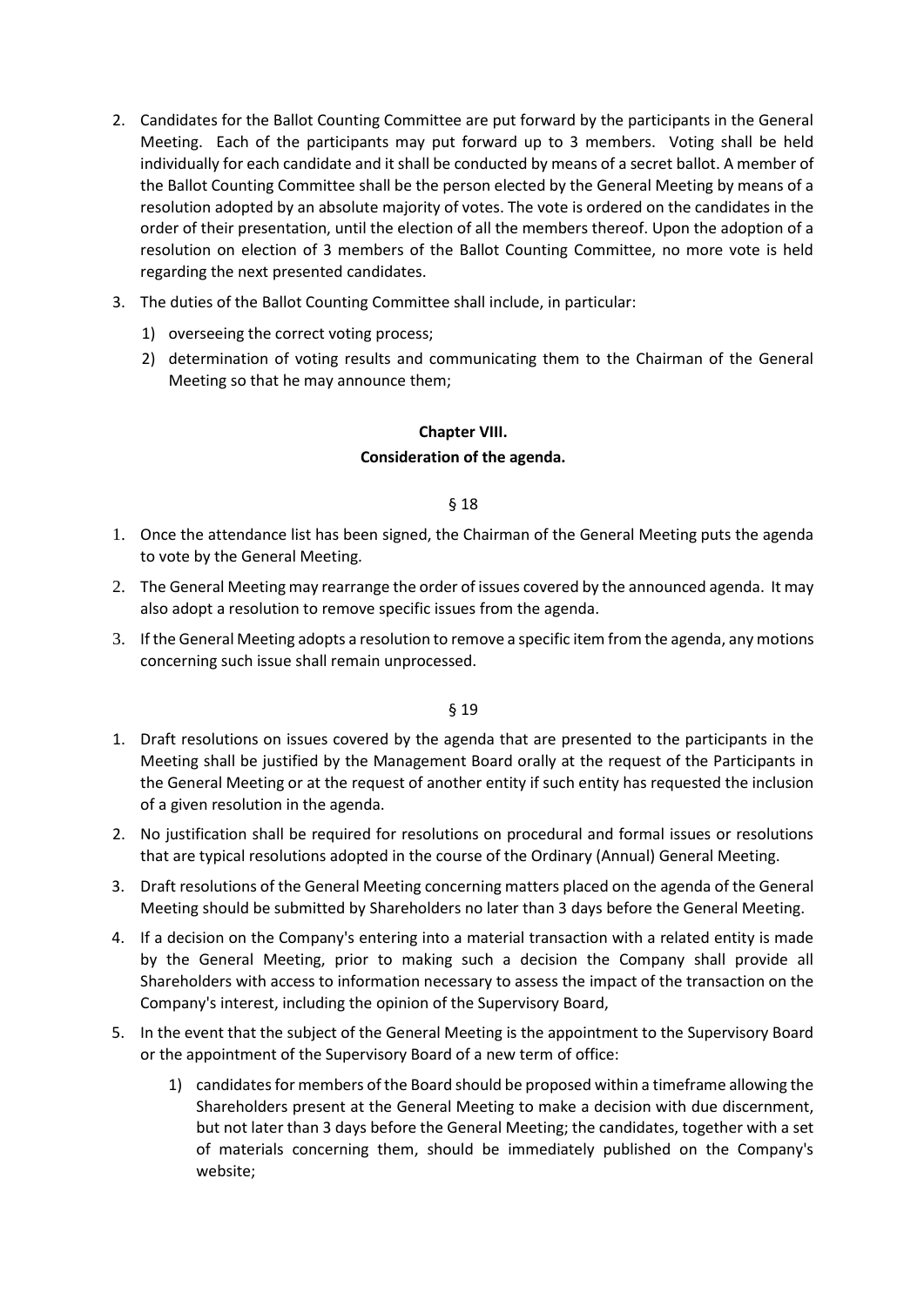2. Candidates for the Ballot Counting Committee are put forward by the participants in the General Meeting. Each of the participants may put forward up to 3 members. Voting shall be held individually for each candidate and it shall be conducted by means of a secret ballot. A member of the Ballot Counting Committee shall be the person elected by the General Meeting by means of a resolution adopted by an absolute majority of votes. The vote is ordered on the candidates in the order of their presentation, until the election of all the members thereof. Upon the adoption of a resolution on election of 3 members of the Ballot Counting Committee, no more vote is held regarding the next presented candidates.
3. The duties of the Ballot Counting Committee shall include, in particular:
   1) overseeing the correct voting process;
   2) determination of voting results and communicating them to the Chairman of the General Meeting so that he may announce them;

## Chapter VIII.
## Consideration of the agenda.

§ 18

1. Once the attendance list has been signed, the Chairman of the General Meeting puts the agenda to vote by the General Meeting.
2. The General Meeting may rearrange the order of issues covered by the announced agenda. It may also adopt a resolution to remove specific issues from the agenda.
3. If the General Meeting adopts a resolution to remove a specific item from the agenda, any motions concerning such issue shall remain unprocessed.

§ 19

1. Draft resolutions on issues covered by the agenda that are presented to the participants in the Meeting shall be justified by the Management Board orally at the request of the Participants in the General Meeting or at the request of another entity if such entity has requested the inclusion of a given resolution in the agenda.
2. No justification shall be required for resolutions on procedural and formal issues or resolutions that are typical resolutions adopted in the course of the Ordinary (Annual) General Meeting.
3. Draft resolutions of the General Meeting concerning matters placed on the agenda of the General Meeting should be submitted by Shareholders no later than 3 days before the General Meeting.
4. If a decision on the Company's entering into a material transaction with a related entity is made by the General Meeting, prior to making such a decision the Company shall provide all Shareholders with access to information necessary to assess the impact of the transaction on the Company's interest, including the opinion of the Supervisory Board,
5. In the event that the subject of the General Meeting is the appointment to the Supervisory Board or the appointment of the Supervisory Board of a new term of office:
   1) candidates for members of the Board should be proposed within a timeframe allowing the Shareholders present at the General Meeting to make a decision with due discernment, but not later than 3 days before the General Meeting; the candidates, together with a set of materials concerning them, should be immediately published on the Company's website;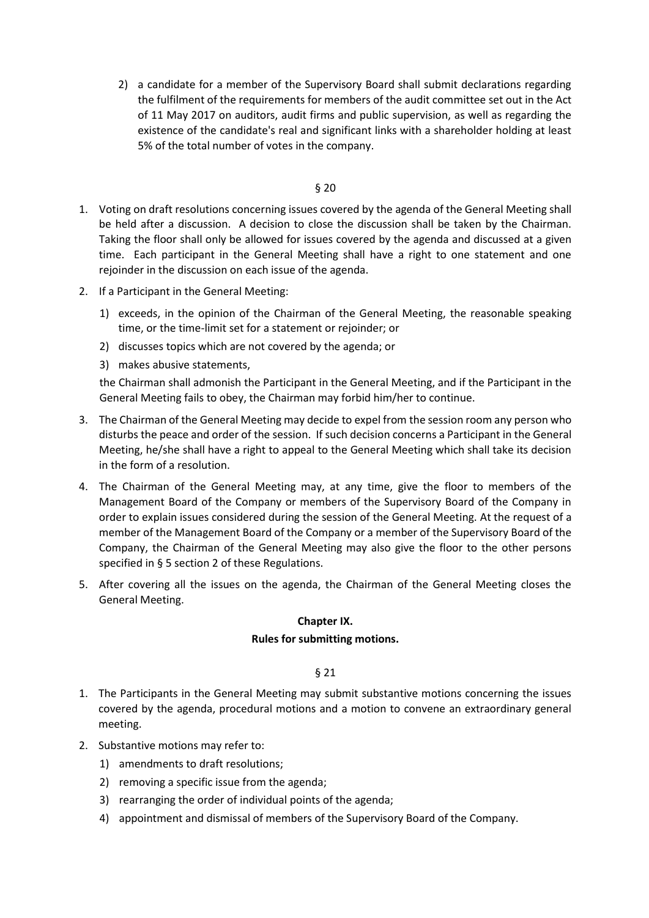2) a candidate for a member of the Supervisory Board shall submit declarations regarding the fulfilment of the requirements for members of the audit committee set out in the Act of 11 May 2017 on auditors, audit firms and public supervision, as well as regarding the existence of the candidate's real and significant links with a shareholder holding at least 5% of the total number of votes in the company.

§ 20

1. Voting on draft resolutions concerning issues covered by the agenda of the General Meeting shall be held after a discussion. A decision to close the discussion shall be taken by the Chairman. Taking the floor shall only be allowed for issues covered by the agenda and discussed at a given time. Each participant in the General Meeting shall have a right to one statement and one rejoinder in the discussion on each issue of the agenda.
2. If a Participant in the General Meeting:
   1) exceeds, in the opinion of the Chairman of the General Meeting, the reasonable speaking time, or the time-limit set for a statement or rejoinder; or
   2) discusses topics which are not covered by the agenda; or
   3) makes abusive statements,

   the Chairman shall admonish the Participant in the General Meeting, and if the Participant in the General Meeting fails to obey, the Chairman may forbid him/her to continue.
3. The Chairman of the General Meeting may decide to expel from the session room any person who disturbs the peace and order of the session. If such decision concerns a Participant in the General Meeting, he/she shall have a right to appeal to the General Meeting which shall take its decision in the form of a resolution.
4. The Chairman of the General Meeting may, at any time, give the floor to members of the Management Board of the Company or members of the Supervisory Board of the Company in order to explain issues considered during the session of the General Meeting. At the request of a member of the Management Board of the Company or a member of the Supervisory Board of the Company, the Chairman of the General Meeting may also give the floor to the other persons specified in § 5 section 2 of these Regulations.
5. After covering all the issues on the agenda, the Chairman of the General Meeting closes the General Meeting.

## Chapter IX.
## Rules for submitting motions.

§ 21

1. The Participants in the General Meeting may submit substantive motions concerning the issues covered by the agenda, procedural motions and a motion to convene an extraordinary general meeting.
2. Substantive motions may refer to:
   1) amendments to draft resolutions;
   2) removing a specific issue from the agenda;
   3) rearranging the order of individual points of the agenda;
   4) appointment and dismissal of members of the Supervisory Board of the Company.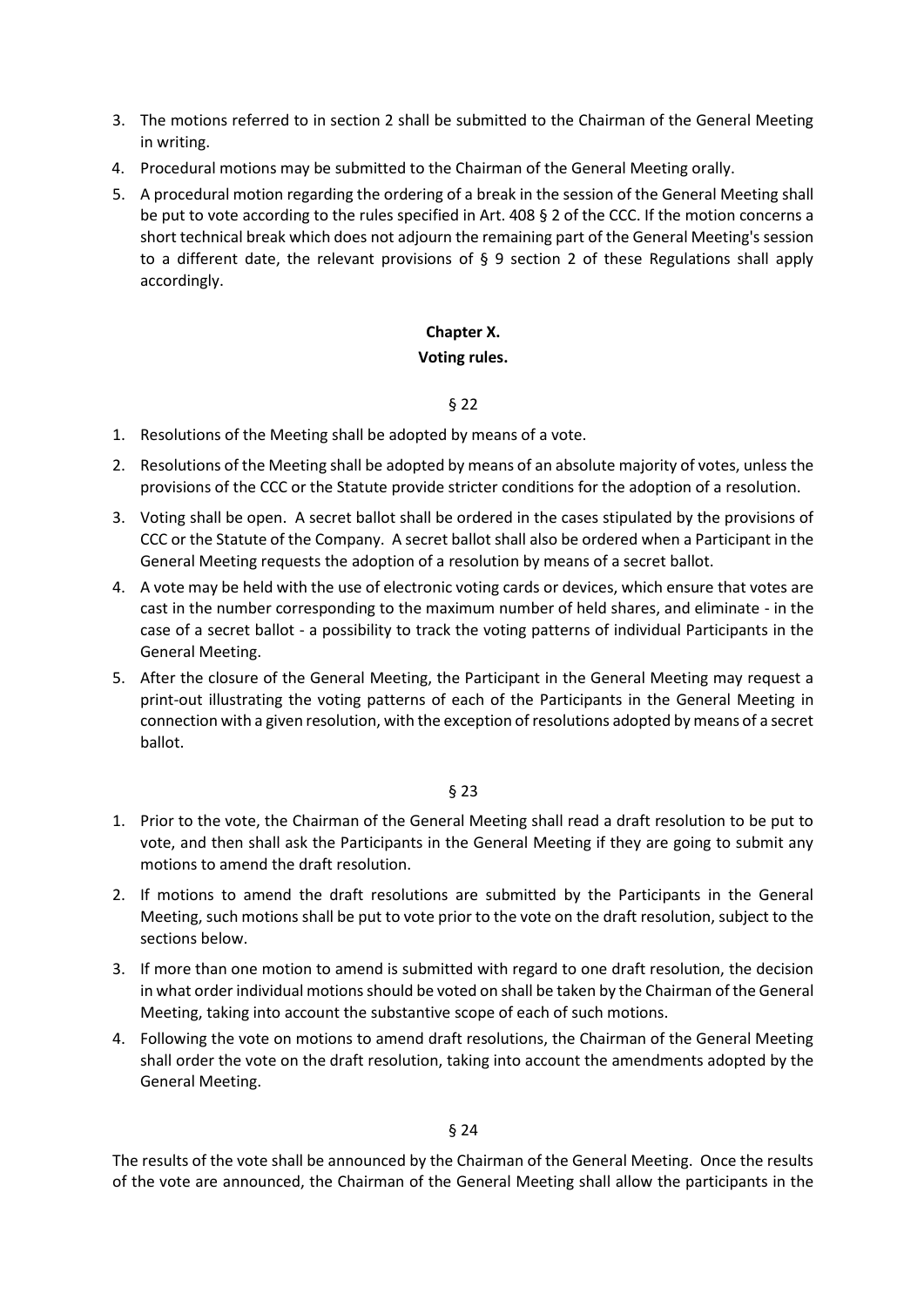3. The motions referred to in section 2 shall be submitted to the Chairman of the General Meeting in writing.
4. Procedural motions may be submitted to the Chairman of the General Meeting orally.
5. A procedural motion regarding the ordering of a break in the session of the General Meeting shall be put to vote according to the rules specified in Art. 408 § 2 of the CCC. If the motion concerns a short technical break which does not adjourn the remaining part of the General Meeting's session to a different date, the relevant provisions of § 9 section 2 of these Regulations shall apply accordingly.

## Chapter X.
## Voting rules.

§ 22

1. Resolutions of the Meeting shall be adopted by means of a vote.
2. Resolutions of the Meeting shall be adopted by means of an absolute majority of votes, unless the provisions of the CCC or the Statute provide stricter conditions for the adoption of a resolution.
3. Voting shall be open. A secret ballot shall be ordered in the cases stipulated by the provisions of CCC or the Statute of the Company. A secret ballot shall also be ordered when a Participant in the General Meeting requests the adoption of a resolution by means of a secret ballot.
4. A vote may be held with the use of electronic voting cards or devices, which ensure that votes are cast in the number corresponding to the maximum number of held shares, and eliminate - in the case of a secret ballot - a possibility to track the voting patterns of individual Participants in the General Meeting.
5. After the closure of the General Meeting, the Participant in the General Meeting may request a print-out illustrating the voting patterns of each of the Participants in the General Meeting in connection with a given resolution, with the exception of resolutions adopted by means of a secret ballot.

§ 23

1. Prior to the vote, the Chairman of the General Meeting shall read a draft resolution to be put to vote, and then shall ask the Participants in the General Meeting if they are going to submit any motions to amend the draft resolution.
2. If motions to amend the draft resolutions are submitted by the Participants in the General Meeting, such motions shall be put to vote prior to the vote on the draft resolution, subject to the sections below.
3. If more than one motion to amend is submitted with regard to one draft resolution, the decision in what order individual motions should be voted on shall be taken by the Chairman of the General Meeting, taking into account the substantive scope of each of such motions.
4. Following the vote on motions to amend draft resolutions, the Chairman of the General Meeting shall order the vote on the draft resolution, taking into account the amendments adopted by the General Meeting.

§ 24

The results of the vote shall be announced by the Chairman of the General Meeting. Once the results of the vote are announced, the Chairman of the General Meeting shall allow the participants in the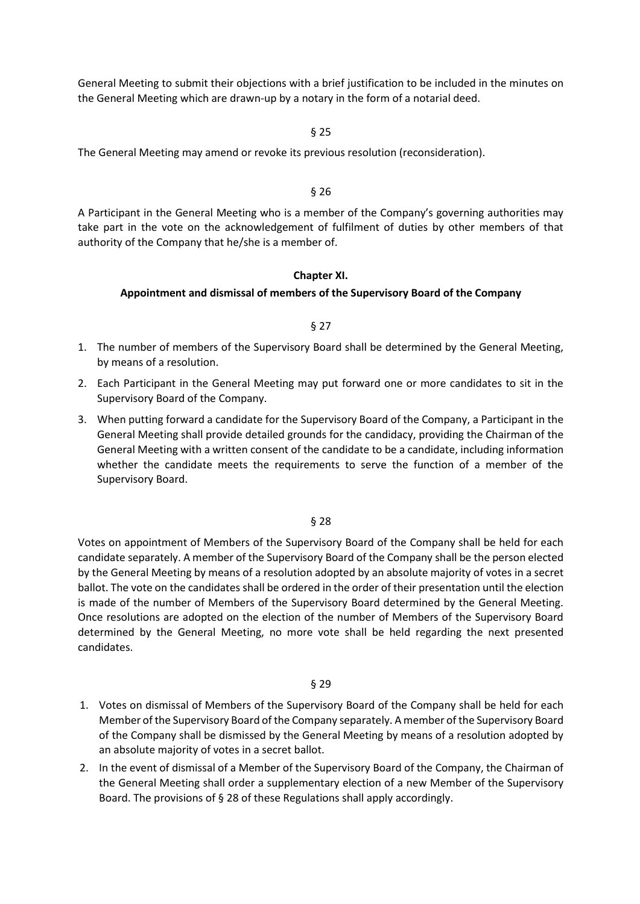General Meeting to submit their objections with a brief justification to be included in the minutes on the General Meeting which are drawn-up by a notary in the form of a notarial deed.

§ 25

The General Meeting may amend or revoke its previous resolution (reconsideration).

§ 26

A Participant in the General Meeting who is a member of the Company's governing authorities may take part in the vote on the acknowledgement of fulfilment of duties by other members of that authority of the Company that he/she is a member of.

**Chapter XI.**

**Appointment and dismissal of members of the Supervisory Board of the Company**

§ 27

1. The number of members of the Supervisory Board shall be determined by the General Meeting, by means of a resolution.
2. Each Participant in the General Meeting may put forward one or more candidates to sit in the Supervisory Board of the Company.
3. When putting forward a candidate for the Supervisory Board of the Company, a Participant in the General Meeting shall provide detailed grounds for the candidacy, providing the Chairman of the General Meeting with a written consent of the candidate to be a candidate, including information whether the candidate meets the requirements to serve the function of a member of the Supervisory Board.

§ 28

Votes on appointment of Members of the Supervisory Board of the Company shall be held for each candidate separately. A member of the Supervisory Board of the Company shall be the person elected by the General Meeting by means of a resolution adopted by an absolute majority of votes in a secret ballot. The vote on the candidates shall be ordered in the order of their presentation until the election is made of the number of Members of the Supervisory Board determined by the General Meeting. Once resolutions are adopted on the election of the number of Members of the Supervisory Board determined by the General Meeting, no more vote shall be held regarding the next presented candidates.

§ 29

1. Votes on dismissal of Members of the Supervisory Board of the Company shall be held for each Member of the Supervisory Board of the Company separately. A member of the Supervisory Board of the Company shall be dismissed by the General Meeting by means of a resolution adopted by an absolute majority of votes in a secret ballot.
2. In the event of dismissal of a Member of the Supervisory Board of the Company, the Chairman of the General Meeting shall order a supplementary election of a new Member of the Supervisory Board. The provisions of § 28 of these Regulations shall apply accordingly.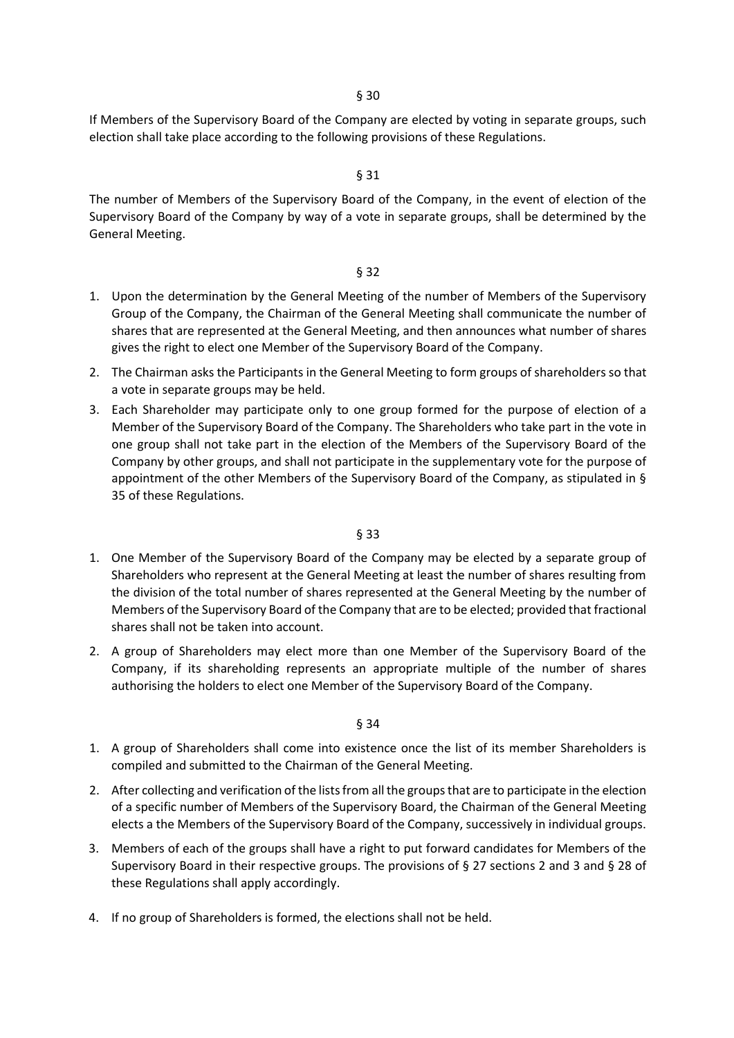§ 30

If Members of the Supervisory Board of the Company are elected by voting in separate groups, such election shall take place according to the following provisions of these Regulations.

§ 31

The number of Members of the Supervisory Board of the Company, in the event of election of the Supervisory Board of the Company by way of a vote in separate groups, shall be determined by the General Meeting.

§ 32

1. Upon the determination by the General Meeting of the number of Members of the Supervisory Group of the Company, the Chairman of the General Meeting shall communicate the number of shares that are represented at the General Meeting, and then announces what number of shares gives the right to elect one Member of the Supervisory Board of the Company.
2. The Chairman asks the Participants in the General Meeting to form groups of shareholders so that a vote in separate groups may be held.
3. Each Shareholder may participate only to one group formed for the purpose of election of a Member of the Supervisory Board of the Company. The Shareholders who take part in the vote in one group shall not take part in the election of the Members of the Supervisory Board of the Company by other groups, and shall not participate in the supplementary vote for the purpose of appointment of the other Members of the Supervisory Board of the Company, as stipulated in § 35 of these Regulations.

§ 33

1. One Member of the Supervisory Board of the Company may be elected by a separate group of Shareholders who represent at the General Meeting at least the number of shares resulting from the division of the total number of shares represented at the General Meeting by the number of Members of the Supervisory Board of the Company that are to be elected; provided that fractional shares shall not be taken into account.
2. A group of Shareholders may elect more than one Member of the Supervisory Board of the Company, if its shareholding represents an appropriate multiple of the number of shares authorising the holders to elect one Member of the Supervisory Board of the Company.

§ 34

1. A group of Shareholders shall come into existence once the list of its member Shareholders is compiled and submitted to the Chairman of the General Meeting.
2. After collecting and verification of the lists from all the groups that are to participate in the election of a specific number of Members of the Supervisory Board, the Chairman of the General Meeting elects a the Members of the Supervisory Board of the Company, successively in individual groups.
3. Members of each of the groups shall have a right to put forward candidates for Members of the Supervisory Board in their respective groups. The provisions of § 27 sections 2 and 3 and § 28 of these Regulations shall apply accordingly.
4. If no group of Shareholders is formed, the elections shall not be held.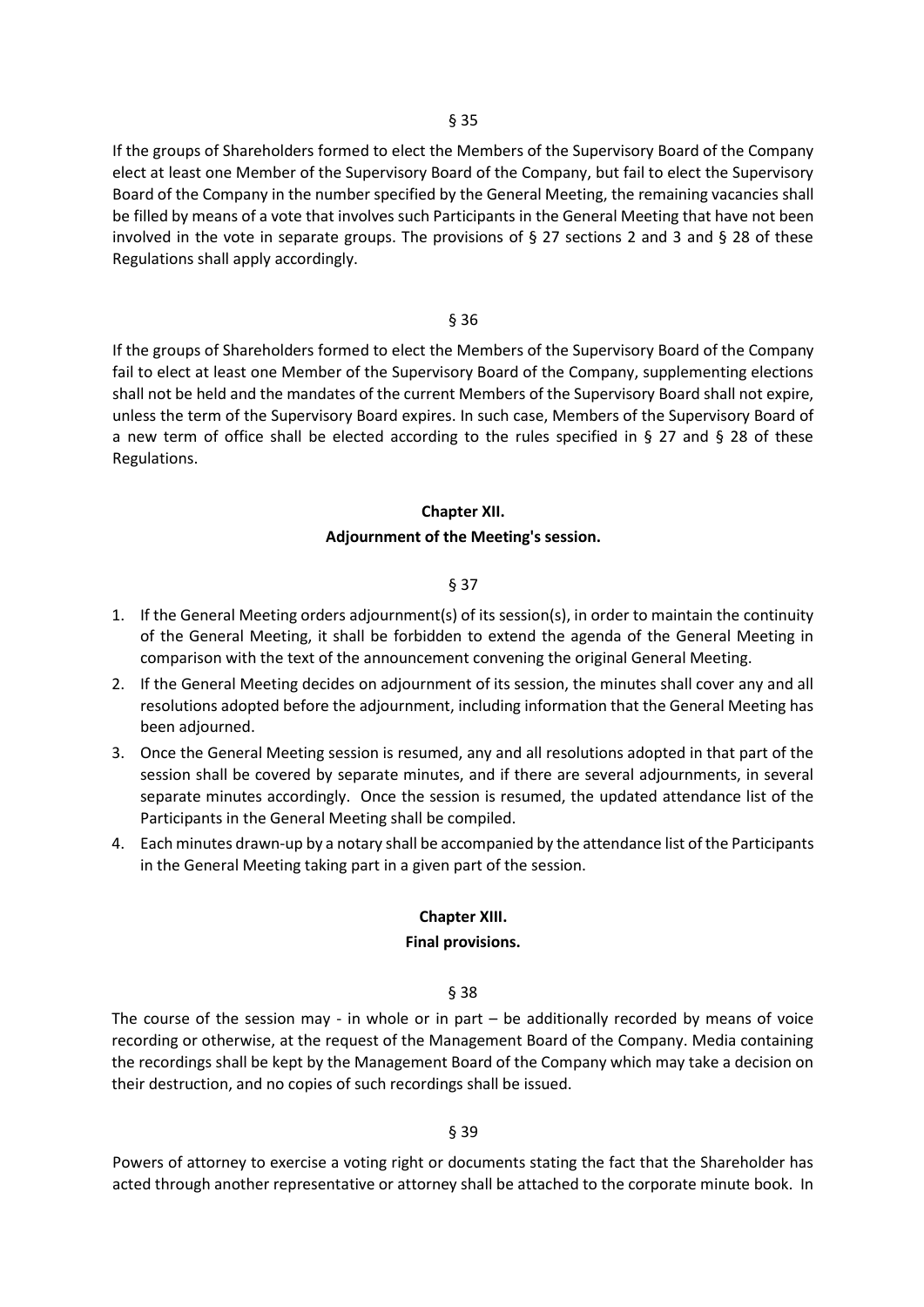§ 35

If the groups of Shareholders formed to elect the Members of the Supervisory Board of the Company elect at least one Member of the Supervisory Board of the Company, but fail to elect the Supervisory Board of the Company in the number specified by the General Meeting, the remaining vacancies shall be filled by means of a vote that involves such Participants in the General Meeting that have not been involved in the vote in separate groups. The provisions of § 27 sections 2 and 3 and § 28 of these Regulations shall apply accordingly.

§ 36

If the groups of Shareholders formed to elect the Members of the Supervisory Board of the Company fail to elect at least one Member of the Supervisory Board of the Company, supplementing elections shall not be held and the mandates of the current Members of the Supervisory Board shall not expire, unless the term of the Supervisory Board expires. In such case, Members of the Supervisory Board of a new term of office shall be elected according to the rules specified in § 27 and § 28 of these Regulations.

## Chapter XII.
## Adjournment of the Meeting's session.

§ 37

1. If the General Meeting orders adjournment(s) of its session(s), in order to maintain the continuity of the General Meeting, it shall be forbidden to extend the agenda of the General Meeting in comparison with the text of the announcement convening the original General Meeting.
2. If the General Meeting decides on adjournment of its session, the minutes shall cover any and all resolutions adopted before the adjournment, including information that the General Meeting has been adjourned.
3. Once the General Meeting session is resumed, any and all resolutions adopted in that part of the session shall be covered by separate minutes, and if there are several adjournments, in several separate minutes accordingly. Once the session is resumed, the updated attendance list of the Participants in the General Meeting shall be compiled.
4. Each minutes drawn-up by a notary shall be accompanied by the attendance list of the Participants in the General Meeting taking part in a given part of the session.

## Chapter XIII.
## Final provisions.

§ 38

The course of the session may - in whole or in part – be additionally recorded by means of voice recording or otherwise, at the request of the Management Board of the Company. Media containing the recordings shall be kept by the Management Board of the Company which may take a decision on their destruction, and no copies of such recordings shall be issued.

§ 39

Powers of attorney to exercise a voting right or documents stating the fact that the Shareholder has acted through another representative or attorney shall be attached to the corporate minute book. In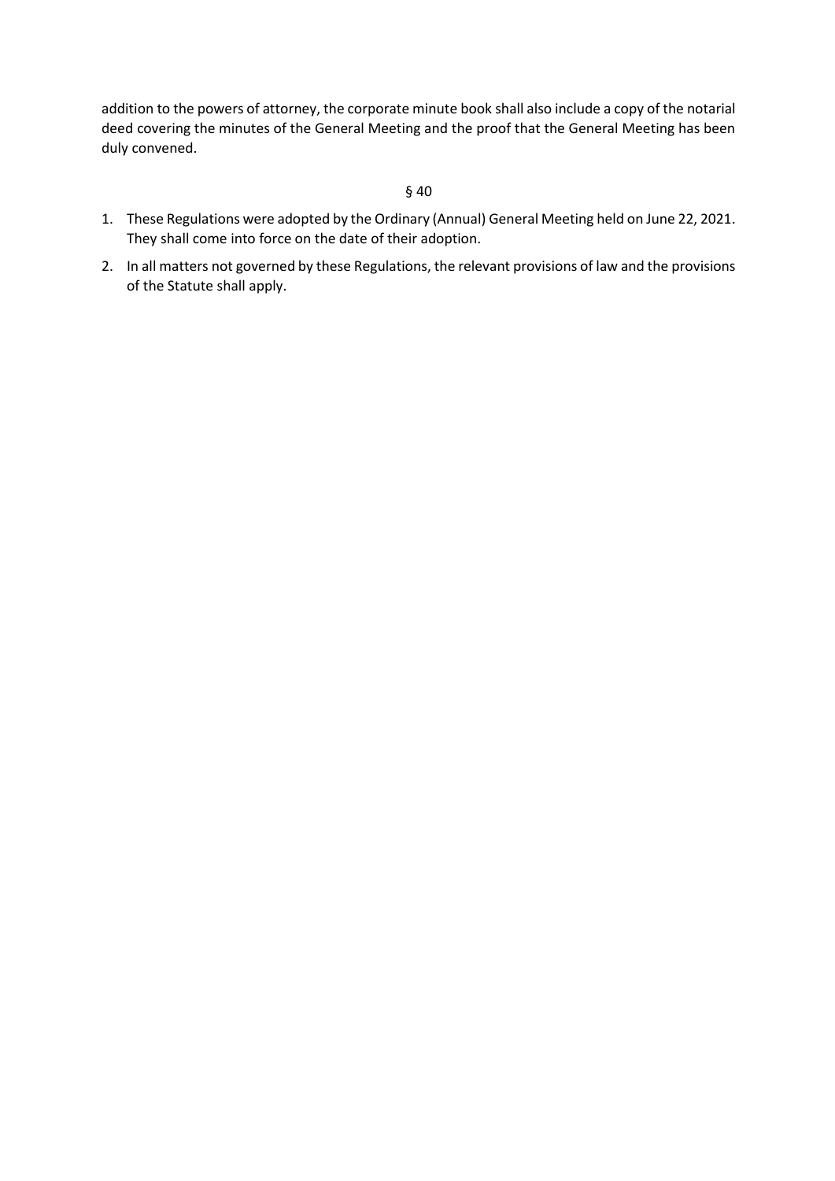addition to the powers of attorney, the corporate minute book shall also include a copy of the notarial deed covering the minutes of the General Meeting and the proof that the General Meeting has been duly convened.

§ 40

1. These Regulations were adopted by the Ordinary (Annual) General Meeting held on June 22, 2021. They shall come into force on the date of their adoption.
2. In all matters not governed by these Regulations, the relevant provisions of law and the provisions of the Statute shall apply.